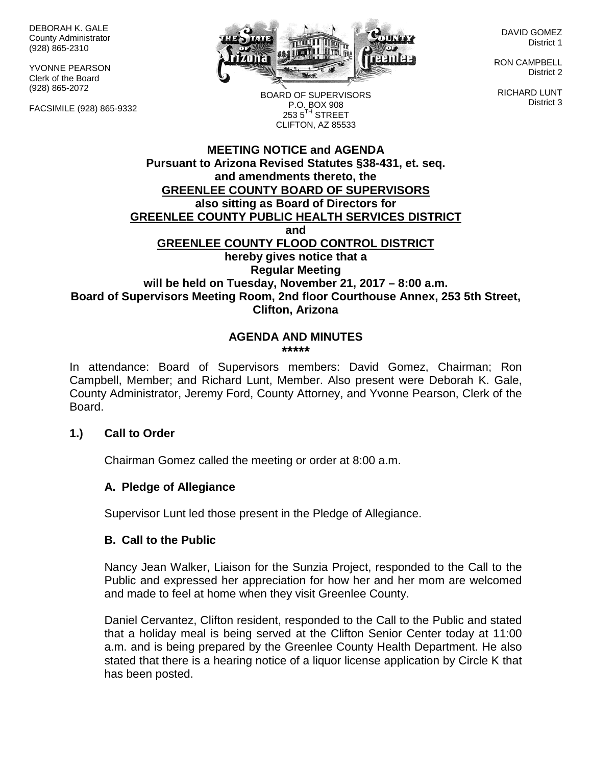DEBORAH K. GALE
County Administrator
(928) 865-2310

YVONNE PEARSON
Clerk of the Board
(928) 865-2072

FACSIMILE (928) 865-9332

BOARD OF SUPERVISORS
P.O. BOX 908
253 5TH STREET
CLIFTON, AZ 85533

DAVID GOMEZ
District 1

RON CAMPBELL
District 2

RICHARD LUNT
District 3

**MEETING NOTICE and AGENDA**
**Pursuant to Arizona Revised Statutes §38-431, et. seq.**
**and amendments thereto, the**
**GREENLEE COUNTY BOARD OF SUPERVISORS**
**also sitting as Board of Directors for**
**GREENLEE COUNTY PUBLIC HEALTH SERVICES DISTRICT**
**and**
**GREENLEE COUNTY FLOOD CONTROL DISTRICT**
**hereby gives notice that a**
**Regular Meeting**
**will be held on Tuesday, November 21, 2017 – 8:00 a.m.**
**Board of Supervisors Meeting Room, 2nd floor Courthouse Annex, 253 5th Street, Clifton, Arizona**

**AGENDA AND MINUTES**
**\*\*\*\*\***

In attendance: Board of Supervisors members: David Gomez, Chairman; Ron Campbell, Member; and Richard Lunt, Member. Also present were Deborah K. Gale, County Administrator, Jeremy Ford, County Attorney, and Yvonne Pearson, Clerk of the Board.

**1.) Call to Order**

Chairman Gomez called the meeting or order at 8:00 a.m.

**A. Pledge of Allegiance**

Supervisor Lunt led those present in the Pledge of Allegiance.

**B. Call to the Public**

Nancy Jean Walker, Liaison for the Sunzia Project, responded to the Call to the Public and expressed her appreciation for how her and her mom are welcomed and made to feel at home when they visit Greenlee County.

Daniel Cervantez, Clifton resident, responded to the Call to the Public and stated that a holiday meal is being served at the Clifton Senior Center today at 11:00 a.m. and is being prepared by the Greenlee County Health Department. He also stated that there is a hearing notice of a liquor license application by Circle K that has been posted.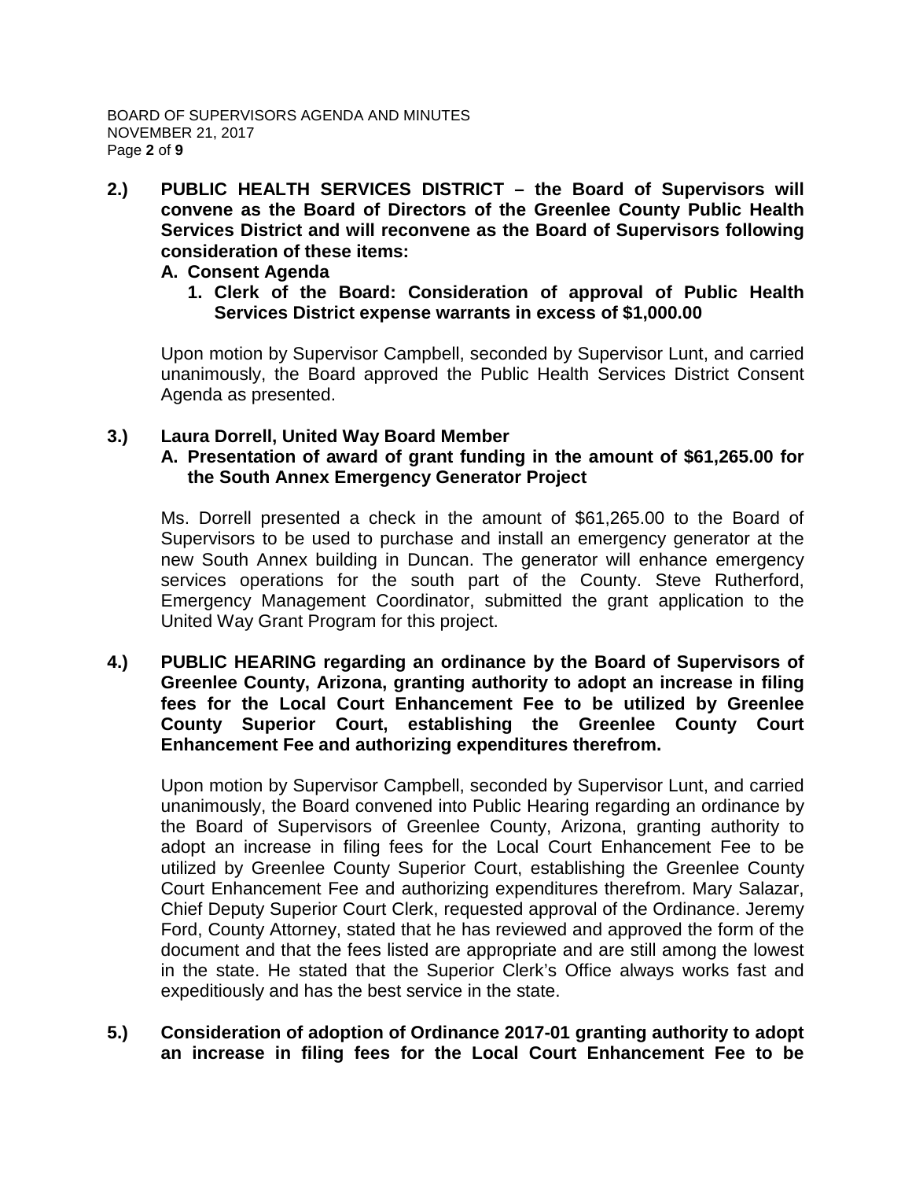**2.) PUBLIC HEALTH SERVICES DISTRICT – the Board of Supervisors will convene as the Board of Directors of the Greenlee County Public Health Services District and will reconvene as the Board of Supervisors following consideration of these items:**

**A. Consent Agenda**

**1. Clerk of the Board: Consideration of approval of Public Health Services District expense warrants in excess of $1,000.00**

Upon motion by Supervisor Campbell, seconded by Supervisor Lunt, and carried unanimously, the Board approved the Public Health Services District Consent Agenda as presented.

**3.) Laura Dorrell, United Way Board Member**

**A. Presentation of award of grant funding in the amount of $61,265.00 for the South Annex Emergency Generator Project**

Ms. Dorrell presented a check in the amount of $61,265.00 to the Board of Supervisors to be used to purchase and install an emergency generator at the new South Annex building in Duncan. The generator will enhance emergency services operations for the south part of the County. Steve Rutherford, Emergency Management Coordinator, submitted the grant application to the United Way Grant Program for this project.

**4.) PUBLIC HEARING regarding an ordinance by the Board of Supervisors of Greenlee County, Arizona, granting authority to adopt an increase in filing fees for the Local Court Enhancement Fee to be utilized by Greenlee County Superior Court, establishing the Greenlee County Court Enhancement Fee and authorizing expenditures therefrom.**

Upon motion by Supervisor Campbell, seconded by Supervisor Lunt, and carried unanimously, the Board convened into Public Hearing regarding an ordinance by the Board of Supervisors of Greenlee County, Arizona, granting authority to adopt an increase in filing fees for the Local Court Enhancement Fee to be utilized by Greenlee County Superior Court, establishing the Greenlee County Court Enhancement Fee and authorizing expenditures therefrom. Mary Salazar, Chief Deputy Superior Court Clerk, requested approval of the Ordinance. Jeremy Ford, County Attorney, stated that he has reviewed and approved the form of the document and that the fees listed are appropriate and are still among the lowest in the state. He stated that the Superior Clerk's Office always works fast and expeditiously and has the best service in the state.

**5.) Consideration of adoption of Ordinance 2017-01 granting authority to adopt an increase in filing fees for the Local Court Enhancement Fee to be**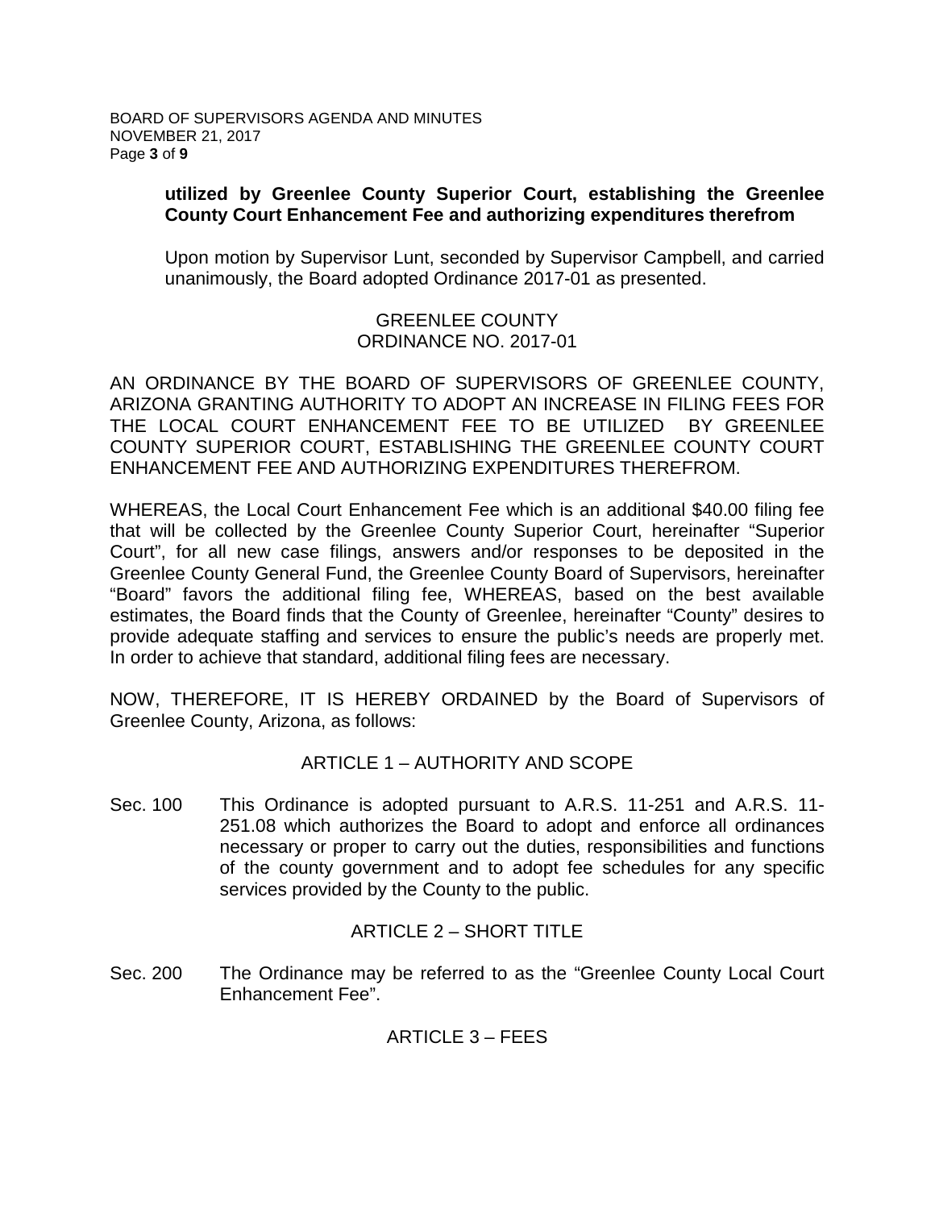**utilized by Greenlee County Superior Court, establishing the Greenlee County Court Enhancement Fee and authorizing expenditures therefrom**

Upon motion by Supervisor Lunt, seconded by Supervisor Campbell, and carried unanimously, the Board adopted Ordinance 2017-01 as presented.

GREENLEE COUNTY
ORDINANCE NO. 2017-01

AN ORDINANCE BY THE BOARD OF SUPERVISORS OF GREENLEE COUNTY, ARIZONA GRANTING AUTHORITY TO ADOPT AN INCREASE IN FILING FEES FOR THE LOCAL COURT ENHANCEMENT FEE TO BE UTILIZED BY GREENLEE COUNTY SUPERIOR COURT, ESTABLISHING THE GREENLEE COUNTY COURT ENHANCEMENT FEE AND AUTHORIZING EXPENDITURES THEREFROM.

WHEREAS, the Local Court Enhancement Fee which is an additional $40.00 filing fee that will be collected by the Greenlee County Superior Court, hereinafter "Superior Court", for all new case filings, answers and/or responses to be deposited in the Greenlee County General Fund, the Greenlee County Board of Supervisors, hereinafter "Board" favors the additional filing fee, WHEREAS, based on the best available estimates, the Board finds that the County of Greenlee, hereinafter "County" desires to provide adequate staffing and services to ensure the public's needs are properly met. In order to achieve that standard, additional filing fees are necessary.

NOW, THEREFORE, IT IS HEREBY ORDAINED by the Board of Supervisors of Greenlee County, Arizona, as follows:

ARTICLE 1 – AUTHORITY AND SCOPE

Sec. 100 This Ordinance is adopted pursuant to A.R.S. 11-251 and A.R.S. 11-251.08 which authorizes the Board to adopt and enforce all ordinances necessary or proper to carry out the duties, responsibilities and functions of the county government and to adopt fee schedules for any specific services provided by the County to the public.

ARTICLE 2 – SHORT TITLE

Sec. 200 The Ordinance may be referred to as the "Greenlee County Local Court Enhancement Fee".

ARTICLE 3 – FEES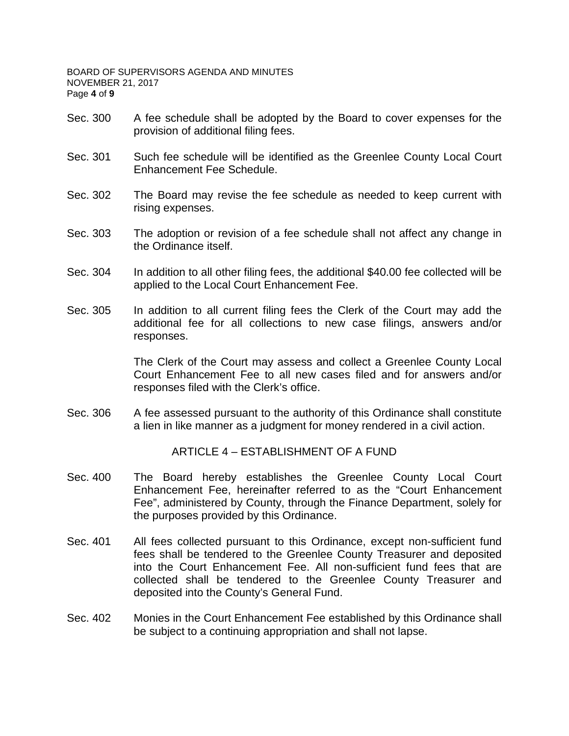Sec. 300 A fee schedule shall be adopted by the Board to cover expenses for the provision of additional filing fees.

Sec. 301 Such fee schedule will be identified as the Greenlee County Local Court Enhancement Fee Schedule.

Sec. 302 The Board may revise the fee schedule as needed to keep current with rising expenses.

Sec. 303 The adoption or revision of a fee schedule shall not affect any change in the Ordinance itself.

Sec. 304 In addition to all other filing fees, the additional $40.00 fee collected will be applied to the Local Court Enhancement Fee.

Sec. 305 In addition to all current filing fees the Clerk of the Court may add the additional fee for all collections to new case filings, answers and/or responses.

The Clerk of the Court may assess and collect a Greenlee County Local Court Enhancement Fee to all new cases filed and for answers and/or responses filed with the Clerk's office.

Sec. 306 A fee assessed pursuant to the authority of this Ordinance shall constitute a lien in like manner as a judgment for money rendered in a civil action.

## ARTICLE 4 – ESTABLISHMENT OF A FUND

Sec. 400 The Board hereby establishes the Greenlee County Local Court Enhancement Fee, hereinafter referred to as the "Court Enhancement Fee", administered by County, through the Finance Department, solely for the purposes provided by this Ordinance.

Sec. 401 All fees collected pursuant to this Ordinance, except non-sufficient fund fees shall be tendered to the Greenlee County Treasurer and deposited into the Court Enhancement Fee. All non-sufficient fund fees that are collected shall be tendered to the Greenlee County Treasurer and deposited into the County's General Fund.

Sec. 402 Monies in the Court Enhancement Fee established by this Ordinance shall be subject to a continuing appropriation and shall not lapse.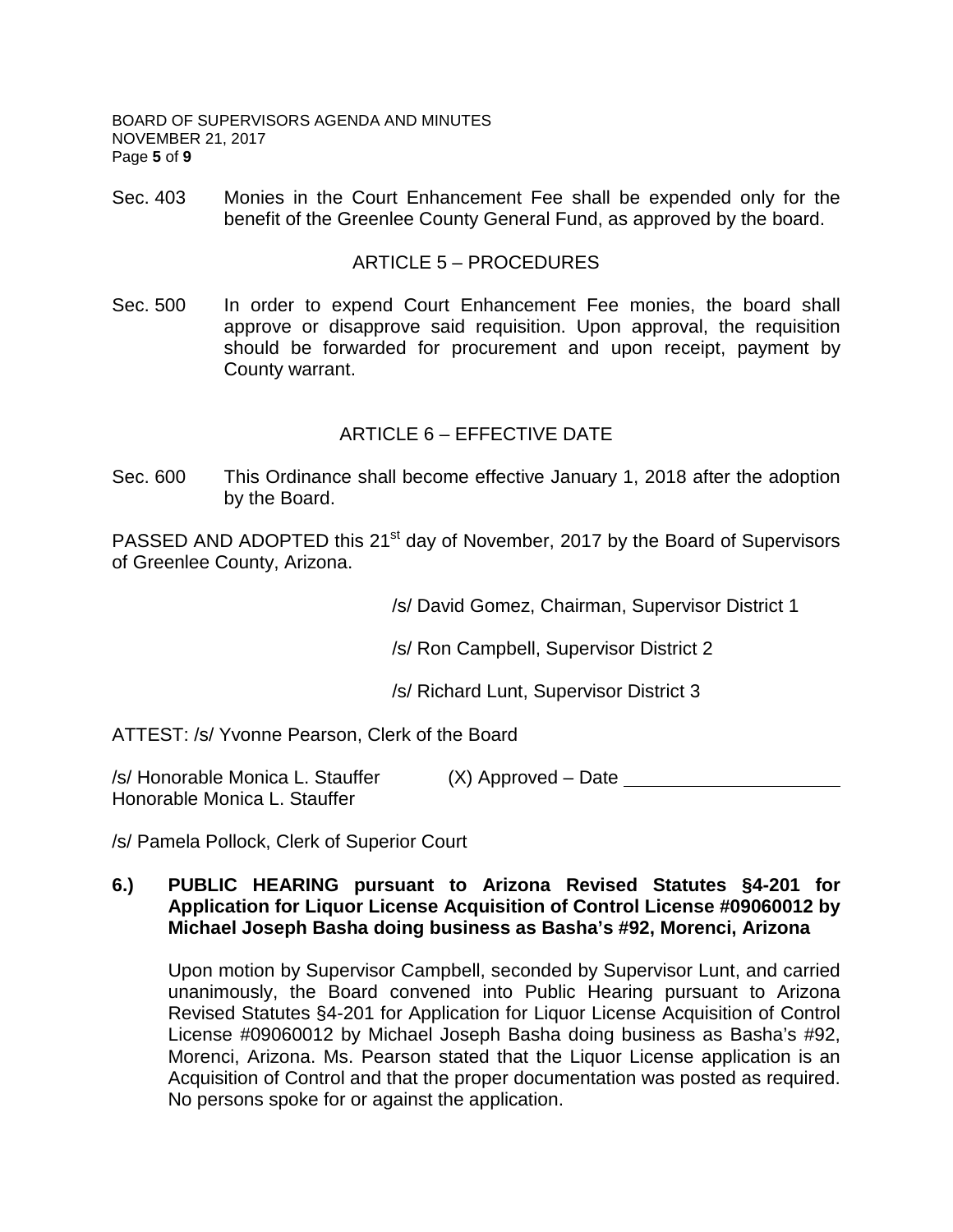Sec. 403 Monies in the Court Enhancement Fee shall be expended only for the benefit of the Greenlee County General Fund, as approved by the board.

## ARTICLE 5 – PROCEDURES

Sec. 500 In order to expend Court Enhancement Fee monies, the board shall approve or disapprove said requisition. Upon approval, the requisition should be forwarded for procurement and upon receipt, payment by County warrant.

## ARTICLE 6 – EFFECTIVE DATE

Sec. 600 This Ordinance shall become effective January 1, 2018 after the adoption by the Board.

PASSED AND ADOPTED this 21st day of November, 2017 by the Board of Supervisors of Greenlee County, Arizona.

/s/ David Gomez, Chairman, Supervisor District 1

/s/ Ron Campbell, Supervisor District 2

/s/ Richard Lunt, Supervisor District 3

ATTEST: /s/ Yvonne Pearson, Clerk of the Board

/s/ Honorable Monica L. Stauffer (X) Approved – Date ____________________
Honorable Monica L. Stauffer

/s/ Pamela Pollock, Clerk of Superior Court

**6.) PUBLIC HEARING pursuant to Arizona Revised Statutes §4-201 for Application for Liquor License Acquisition of Control License #09060012 by Michael Joseph Basha doing business as Basha's #92, Morenci, Arizona**

Upon motion by Supervisor Campbell, seconded by Supervisor Lunt, and carried unanimously, the Board convened into Public Hearing pursuant to Arizona Revised Statutes §4-201 for Application for Liquor License Acquisition of Control License #09060012 by Michael Joseph Basha doing business as Basha's #92, Morenci, Arizona. Ms. Pearson stated that the Liquor License application is an Acquisition of Control and that the proper documentation was posted as required. No persons spoke for or against the application.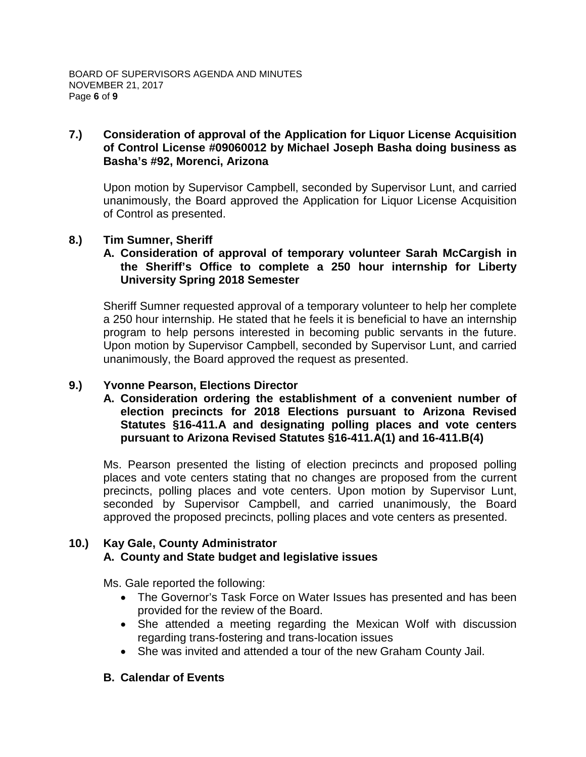**7.) Consideration of approval of the Application for Liquor License Acquisition of Control License #09060012 by Michael Joseph Basha doing business as Basha's #92, Morenci, Arizona**

Upon motion by Supervisor Campbell, seconded by Supervisor Lunt, and carried unanimously, the Board approved the Application for Liquor License Acquisition of Control as presented.

**8.) Tim Sumner, Sheriff**

**A. Consideration of approval of temporary volunteer Sarah McCargish in the Sheriff's Office to complete a 250 hour internship for Liberty University Spring 2018 Semester**

Sheriff Sumner requested approval of a temporary volunteer to help her complete a 250 hour internship. He stated that he feels it is beneficial to have an internship program to help persons interested in becoming public servants in the future. Upon motion by Supervisor Campbell, seconded by Supervisor Lunt, and carried unanimously, the Board approved the request as presented.

**9.) Yvonne Pearson, Elections Director**

**A. Consideration ordering the establishment of a convenient number of election precincts for 2018 Elections pursuant to Arizona Revised Statutes §16-411.A and designating polling places and vote centers pursuant to Arizona Revised Statutes §16-411.A(1) and 16-411.B(4)**

Ms. Pearson presented the listing of election precincts and proposed polling places and vote centers stating that no changes are proposed from the current precincts, polling places and vote centers. Upon motion by Supervisor Lunt, seconded by Supervisor Campbell, and carried unanimously, the Board approved the proposed precincts, polling places and vote centers as presented.

**10.) Kay Gale, County Administrator**

**A. County and State budget and legislative issues**

Ms. Gale reported the following:

- The Governor's Task Force on Water Issues has presented and has been provided for the review of the Board.
- She attended a meeting regarding the Mexican Wolf with discussion regarding trans-fostering and trans-location issues
- She was invited and attended a tour of the new Graham County Jail.

**B. Calendar of Events**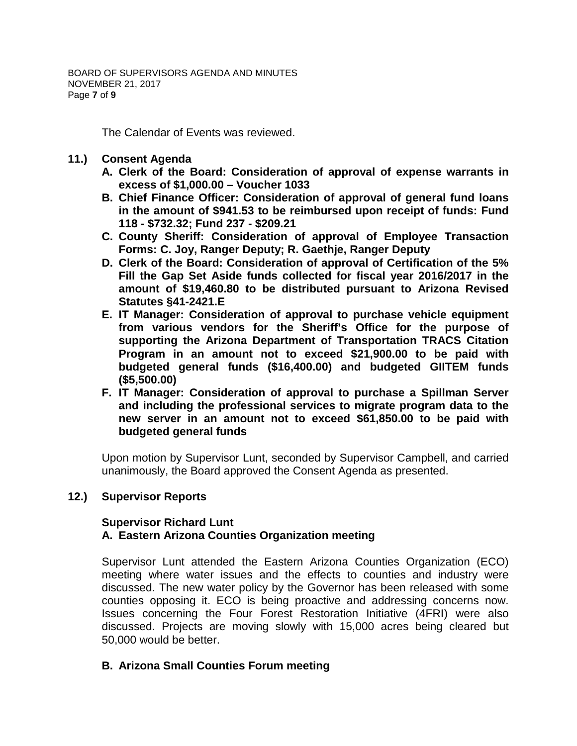The Calendar of Events was reviewed.

**11.) Consent Agenda**

**A. Clerk of the Board: Consideration of approval of expense warrants in excess of $1,000.00 – Voucher 1033**

**B. Chief Finance Officer: Consideration of approval of general fund loans in the amount of $941.53 to be reimbursed upon receipt of funds: Fund 118 - $732.32; Fund 237 - $209.21**

**C. County Sheriff: Consideration of approval of Employee Transaction Forms: C. Joy, Ranger Deputy; R. Gaethje, Ranger Deputy**

**D. Clerk of the Board: Consideration of approval of Certification of the 5% Fill the Gap Set Aside funds collected for fiscal year 2016/2017 in the amount of $19,460.80 to be distributed pursuant to Arizona Revised Statutes §41-2421.E**

**E. IT Manager: Consideration of approval to purchase vehicle equipment from various vendors for the Sheriff's Office for the purpose of supporting the Arizona Department of Transportation TRACS Citation Program in an amount not to exceed $21,900.00 to be paid with budgeted general funds ($16,400.00) and budgeted GIITEM funds ($5,500.00)**

**F. IT Manager: Consideration of approval to purchase a Spillman Server and including the professional services to migrate program data to the new server in an amount not to exceed $61,850.00 to be paid with budgeted general funds**

Upon motion by Supervisor Lunt, seconded by Supervisor Campbell, and carried unanimously, the Board approved the Consent Agenda as presented.

**12.) Supervisor Reports**

**Supervisor Richard Lunt**

**A. Eastern Arizona Counties Organization meeting**

Supervisor Lunt attended the Eastern Arizona Counties Organization (ECO) meeting where water issues and the effects to counties and industry were discussed. The new water policy by the Governor has been released with some counties opposing it. ECO is being proactive and addressing concerns now. Issues concerning the Four Forest Restoration Initiative (4FRI) were also discussed. Projects are moving slowly with 15,000 acres being cleared but 50,000 would be better.

**B. Arizona Small Counties Forum meeting**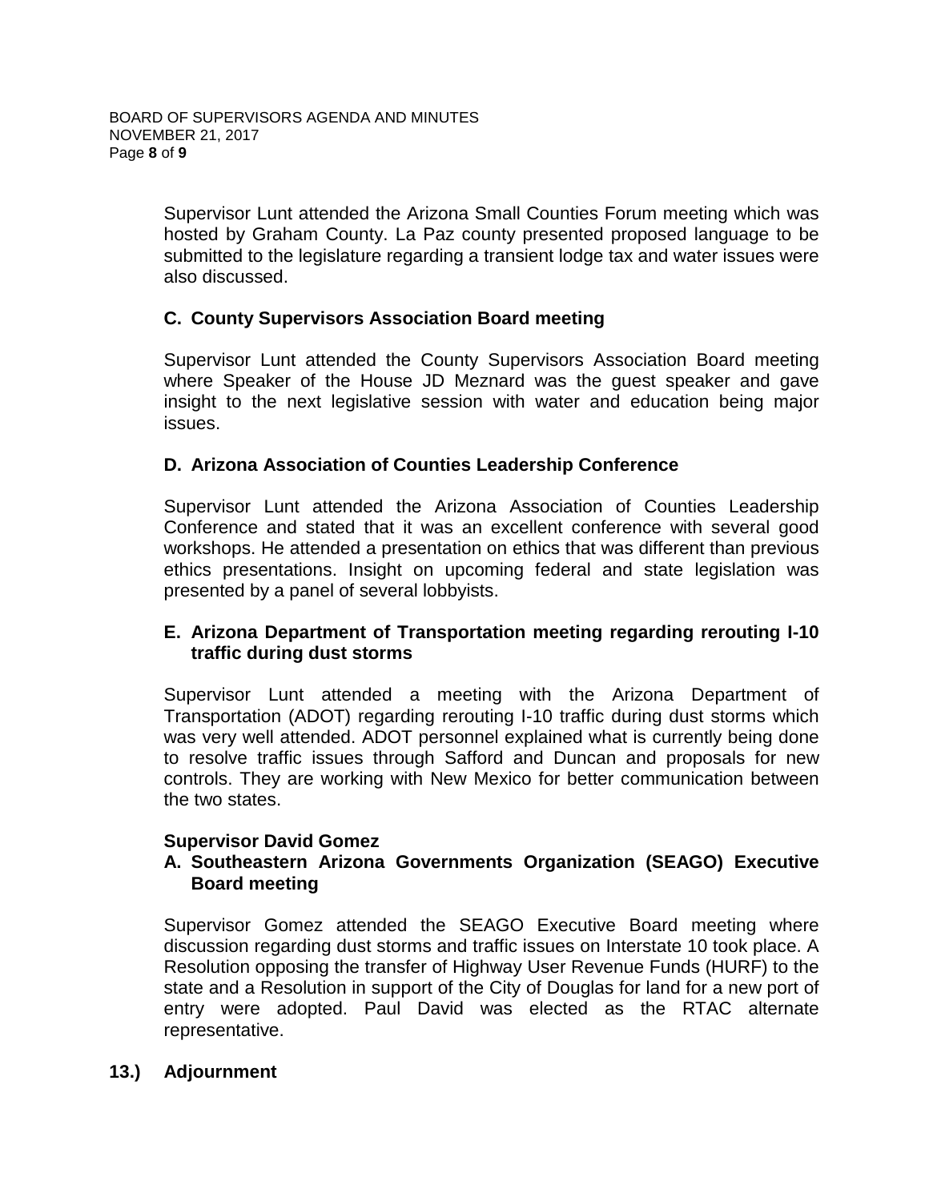Supervisor Lunt attended the Arizona Small Counties Forum meeting which was hosted by Graham County. La Paz county presented proposed language to be submitted to the legislature regarding a transient lodge tax and water issues were also discussed.

### C. County Supervisors Association Board meeting

Supervisor Lunt attended the County Supervisors Association Board meeting where Speaker of the House JD Meznard was the guest speaker and gave insight to the next legislative session with water and education being major issues.

### D. Arizona Association of Counties Leadership Conference

Supervisor Lunt attended the Arizona Association of Counties Leadership Conference and stated that it was an excellent conference with several good workshops. He attended a presentation on ethics that was different than previous ethics presentations. Insight on upcoming federal and state legislation was presented by a panel of several lobbyists.

### E. Arizona Department of Transportation meeting regarding rerouting I-10 traffic during dust storms

Supervisor Lunt attended a meeting with the Arizona Department of Transportation (ADOT) regarding rerouting I-10 traffic during dust storms which was very well attended. ADOT personnel explained what is currently being done to resolve traffic issues through Safford and Duncan and proposals for new controls. They are working with New Mexico for better communication between the two states.

**Supervisor David Gomez**

### A. Southeastern Arizona Governments Organization (SEAGO) Executive Board meeting

Supervisor Gomez attended the SEAGO Executive Board meeting where discussion regarding dust storms and traffic issues on Interstate 10 took place. A Resolution opposing the transfer of Highway User Revenue Funds (HURF) to the state and a Resolution in support of the City of Douglas for land for a new port of entry were adopted. Paul David was elected as the RTAC alternate representative.

## 13.) Adjournment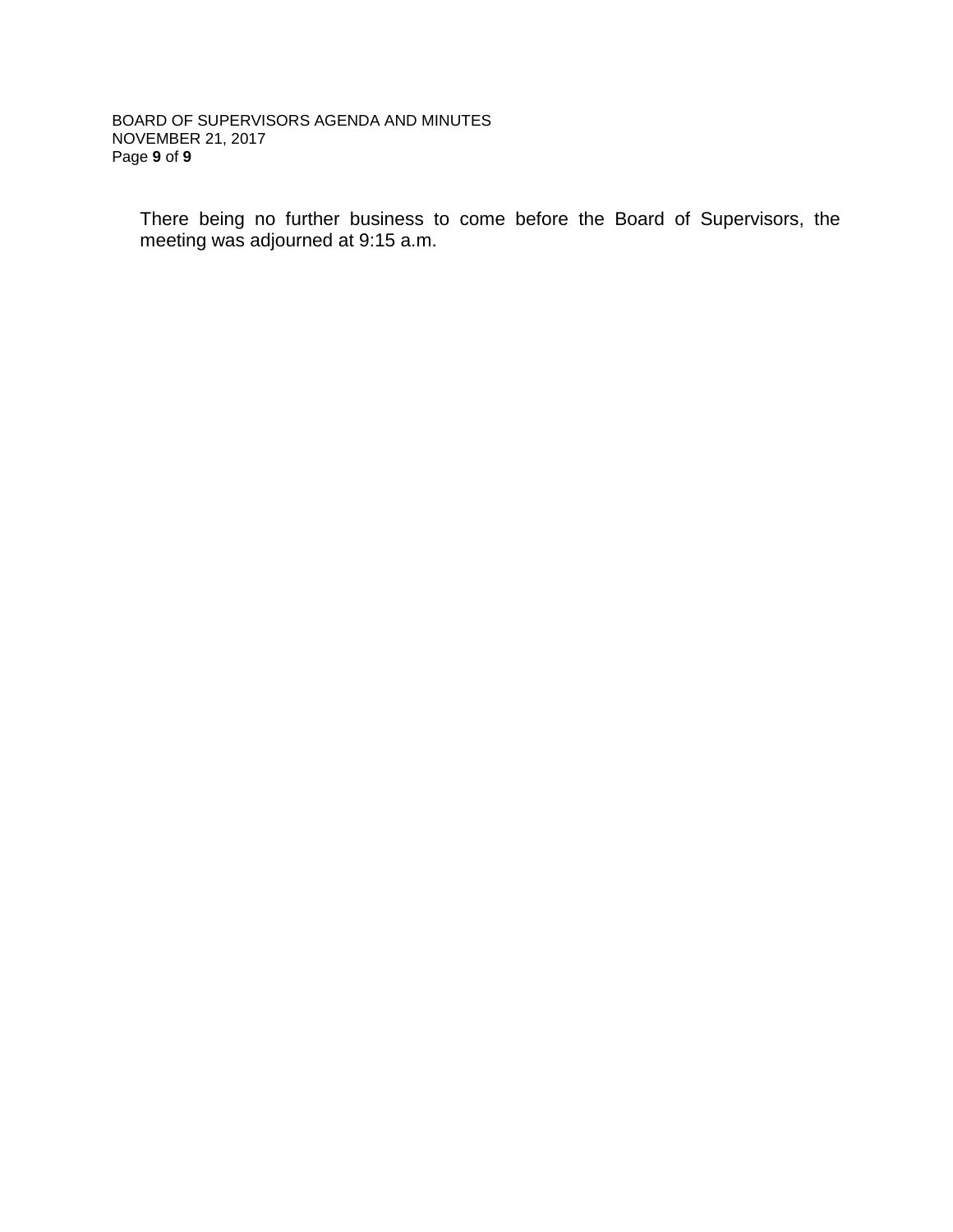There being no further business to come before the Board of Supervisors, the meeting was adjourned at 9:15 a.m.